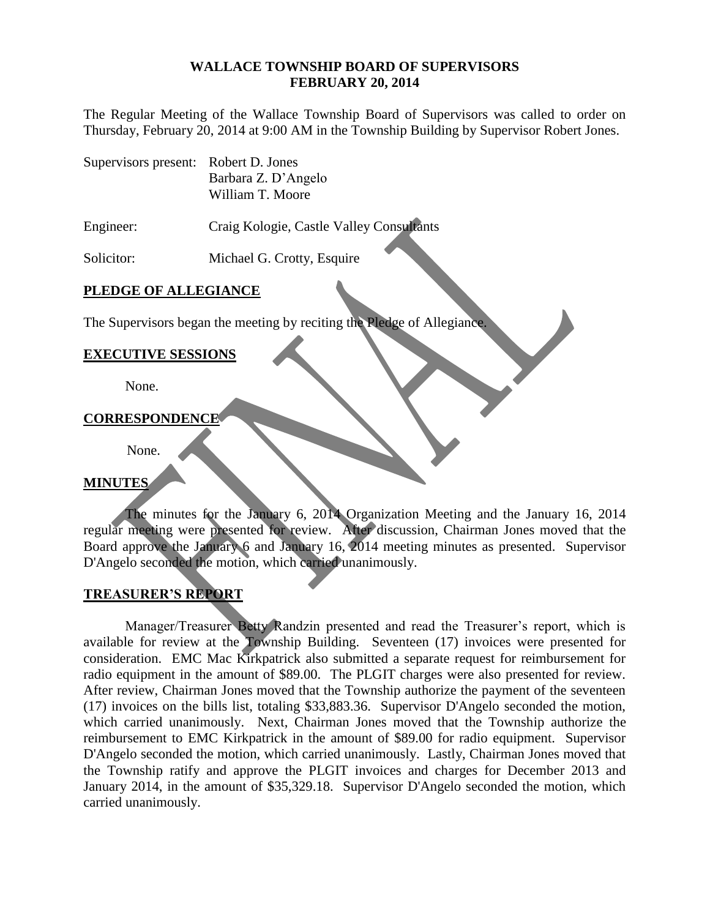# WALLACE TOWNSHIP BOARD OF SUPERVISORS
# FEBRUARY 20, 2014

The Regular Meeting of the Wallace Township Board of Supervisors was called to order on Thursday, February 20, 2014 at 9:00 AM in the Township Building by Supervisor Robert Jones.

Supervisors present: Robert D. Jones
Barbara Z. D'Angelo
William T. Moore

Engineer: Craig Kologie, Castle Valley Consultants

Solicitor: Michael G. Crotty, Esquire

## PLEDGE OF ALLEGIANCE

The Supervisors began the meeting by reciting the Pledge of Allegiance.

## EXECUTIVE SESSIONS

None.

## CORRESPONDENCE

None.

## MINUTES

The minutes for the January 6, 2014 Organization Meeting and the January 16, 2014 regular meeting were presented for review. After discussion, Chairman Jones moved that the Board approve the January 6 and January 16, 2014 meeting minutes as presented. Supervisor D'Angelo seconded the motion, which carried unanimously.

## TREASURER'S REPORT

Manager/Treasurer Betty Randzin presented and read the Treasurer's report, which is available for review at the Township Building. Seventeen (17) invoices were presented for consideration. EMC Mac Kirkpatrick also submitted a separate request for reimbursement for radio equipment in the amount of $89.00. The PLGIT charges were also presented for review. After review, Chairman Jones moved that the Township authorize the payment of the seventeen (17) invoices on the bills list, totaling $33,883.36. Supervisor D'Angelo seconded the motion, which carried unanimously. Next, Chairman Jones moved that the Township authorize the reimbursement to EMC Kirkpatrick in the amount of $89.00 for radio equipment. Supervisor D'Angelo seconded the motion, which carried unanimously. Lastly, Chairman Jones moved that the Township ratify and approve the PLGIT invoices and charges for December 2013 and January 2014, in the amount of $35,329.18. Supervisor D'Angelo seconded the motion, which carried unanimously.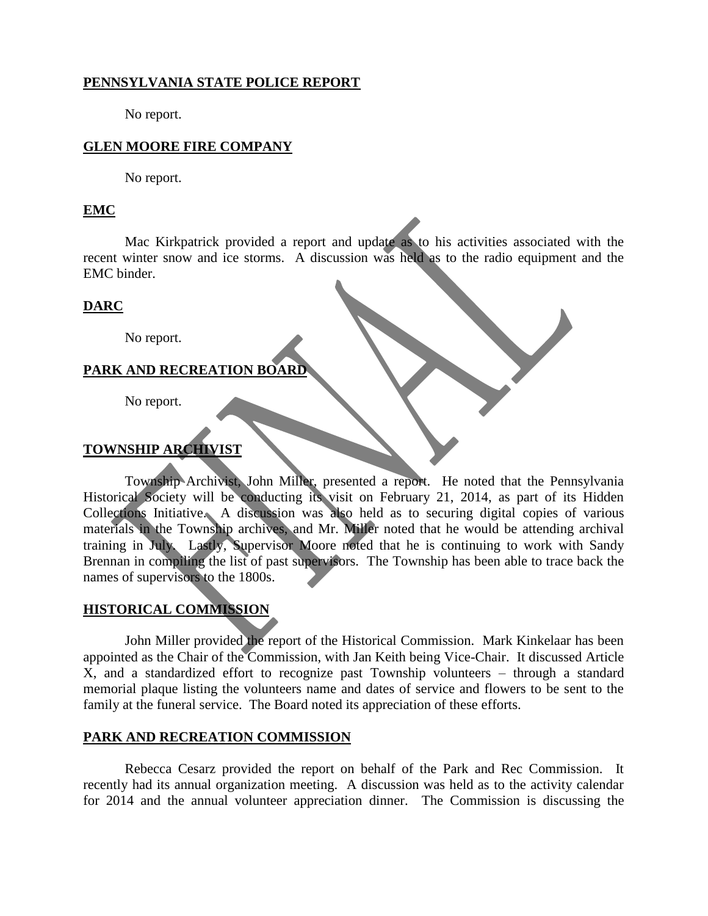**PENNSYLVANIA STATE POLICE REPORT**

No report.

**GLEN MOORE FIRE COMPANY**

No report.

**EMC**

Mac Kirkpatrick provided a report and update as to his activities associated with the recent winter snow and ice storms. A discussion was held as to the radio equipment and the EMC binder.

**DARC**

No report.

**PARK AND RECREATION BOARD**

No report.

**TOWNSHIP ARCHIVIST**

Township Archivist, John Miller, presented a report. He noted that the Pennsylvania Historical Society will be conducting its visit on February 21, 2014, as part of its Hidden Collections Initiative. A discussion was also held as to securing digital copies of various materials in the Township archives, and Mr. Miller noted that he would be attending archival training in July. Lastly, Supervisor Moore noted that he is continuing to work with Sandy Brennan in compiling the list of past supervisors. The Township has been able to trace back the names of supervisors to the 1800s.

**HISTORICAL COMMISSION**

John Miller provided the report of the Historical Commission. Mark Kinkelaar has been appointed as the Chair of the Commission, with Jan Keith being Vice-Chair. It discussed Article X, and a standardized effort to recognize past Township volunteers – through a standard memorial plaque listing the volunteers name and dates of service and flowers to be sent to the family at the funeral service. The Board noted its appreciation of these efforts.

**PARK AND RECREATION COMMISSION**

Rebecca Cesarz provided the report on behalf of the Park and Rec Commission. It recently had its annual organization meeting. A discussion was held as to the activity calendar for 2014 and the annual volunteer appreciation dinner. The Commission is discussing the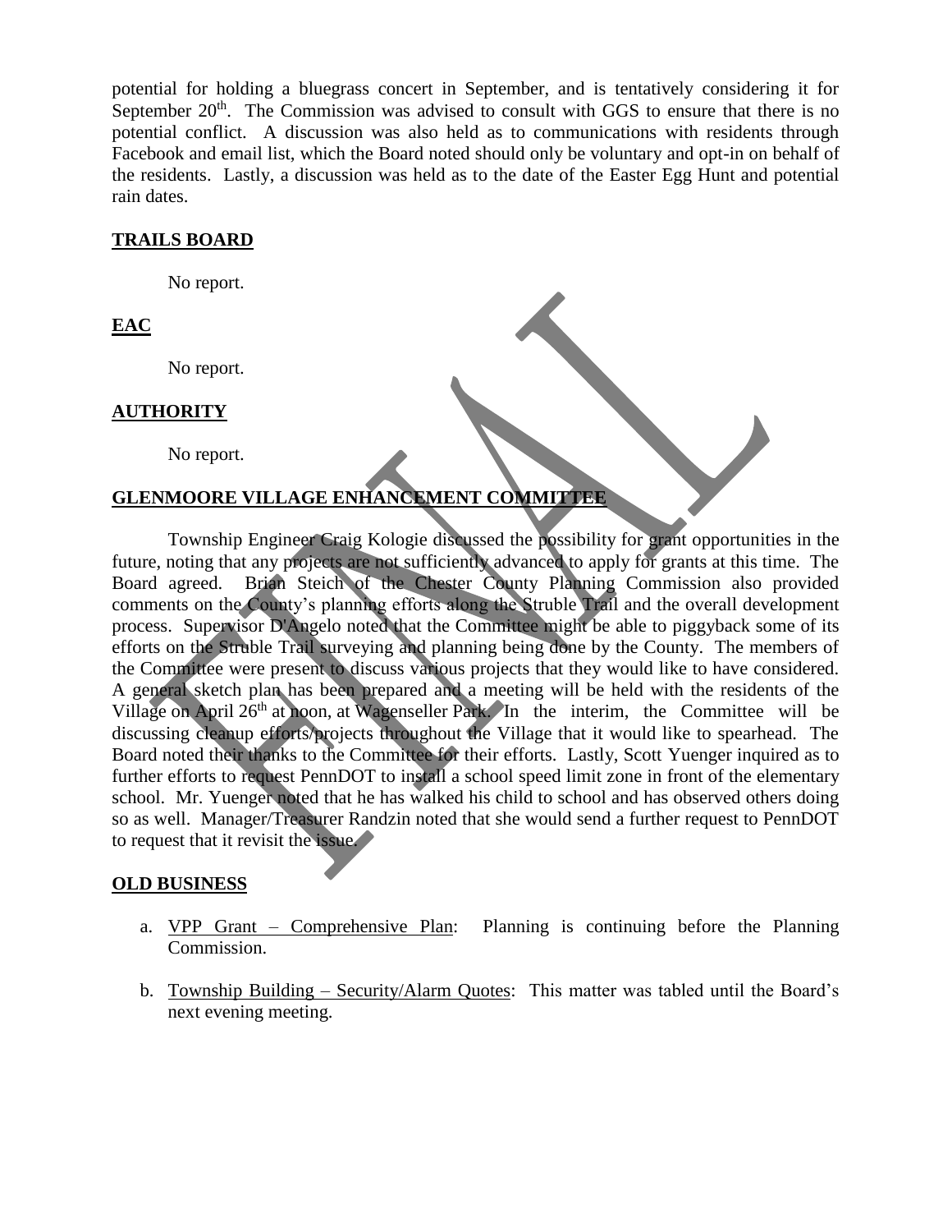potential for holding a bluegrass concert in September, and is tentatively considering it for September 20th. The Commission was advised to consult with GGS to ensure that there is no potential conflict. A discussion was also held as to communications with residents through Facebook and email list, which the Board noted should only be voluntary and opt-in on behalf of the residents. Lastly, a discussion was held as to the date of the Easter Egg Hunt and potential rain dates.

**TRAILS BOARD**

No report.

**EAC**

No report.

**AUTHORITY**

No report.

**GLENMOORE VILLAGE ENHANCEMENT COMMITTEE**

Township Engineer Craig Kologie discussed the possibility for grant opportunities in the future, noting that any projects are not sufficiently advanced to apply for grants at this time. The Board agreed. Brian Steich of the Chester County Planning Commission also provided comments on the County's planning efforts along the Struble Trail and the overall development process. Supervisor D'Angelo noted that the Committee might be able to piggyback some of its efforts on the Struble Trail surveying and planning being done by the County. The members of the Committee were present to discuss various projects that they would like to have considered. A general sketch plan has been prepared and a meeting will be held with the residents of the Village on April 26th at noon, at Wagenseller Park. In the interim, the Committee will be discussing cleanup efforts/projects throughout the Village that it would like to spearhead. The Board noted their thanks to the Committee for their efforts. Lastly, Scott Yuenger inquired as to further efforts to request PennDOT to install a school speed limit zone in front of the elementary school. Mr. Yuenger noted that he has walked his child to school and has observed others doing so as well. Manager/Treasurer Randzin noted that she would send a further request to PennDOT to request that it revisit the issue.

**OLD BUSINESS**

a. VPP Grant – Comprehensive Plan: Planning is continuing before the Planning Commission.

b. Township Building – Security/Alarm Quotes: This matter was tabled until the Board's next evening meeting.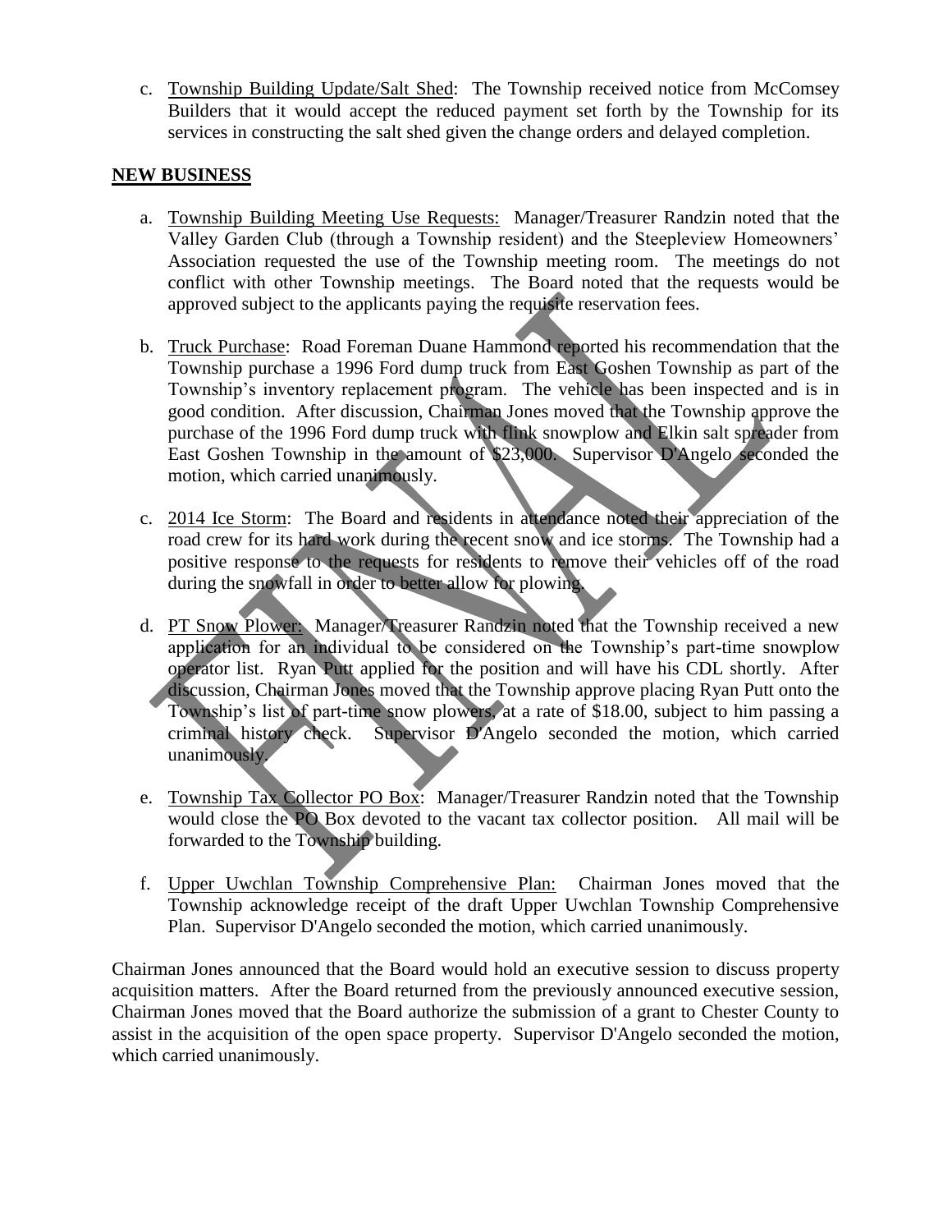c. Township Building Update/Salt Shed: The Township received notice from McComsey Builders that it would accept the reduced payment set forth by the Township for its services in constructing the salt shed given the change orders and delayed completion.

## NEW BUSINESS

a. Township Building Meeting Use Requests: Manager/Treasurer Randzin noted that the Valley Garden Club (through a Township resident) and the Steepleview Homeowners' Association requested the use of the Township meeting room. The meetings do not conflict with other Township meetings. The Board noted that the requests would be approved subject to the applicants paying the requisite reservation fees.

b. Truck Purchase: Road Foreman Duane Hammond reported his recommendation that the Township purchase a 1996 Ford dump truck from East Goshen Township as part of the Township's inventory replacement program. The vehicle has been inspected and is in good condition. After discussion, Chairman Jones moved that the Township approve the purchase of the 1996 Ford dump truck with flink snowplow and Elkin salt spreader from East Goshen Township in the amount of $23,000. Supervisor D'Angelo seconded the motion, which carried unanimously.

c. 2014 Ice Storm: The Board and residents in attendance noted their appreciation of the road crew for its hard work during the recent snow and ice storms. The Township had a positive response to the requests for residents to remove their vehicles off of the road during the snowfall in order to better allow for plowing.

d. PT Snow Plower: Manager/Treasurer Randzin noted that the Township received a new application for an individual to be considered on the Township's part-time snowplow operator list. Ryan Putt applied for the position and will have his CDL shortly. After discussion, Chairman Jones moved that the Township approve placing Ryan Putt onto the Township's list of part-time snow plowers, at a rate of $18.00, subject to him passing a criminal history check. Supervisor D'Angelo seconded the motion, which carried unanimously.

e. Township Tax Collector PO Box: Manager/Treasurer Randzin noted that the Township would close the PO Box devoted to the vacant tax collector position. All mail will be forwarded to the Township building.

f. Upper Uwchlan Township Comprehensive Plan: Chairman Jones moved that the Township acknowledge receipt of the draft Upper Uwchlan Township Comprehensive Plan. Supervisor D'Angelo seconded the motion, which carried unanimously.

Chairman Jones announced that the Board would hold an executive session to discuss property acquisition matters. After the Board returned from the previously announced executive session, Chairman Jones moved that the Board authorize the submission of a grant to Chester County to assist in the acquisition of the open space property. Supervisor D'Angelo seconded the motion, which carried unanimously.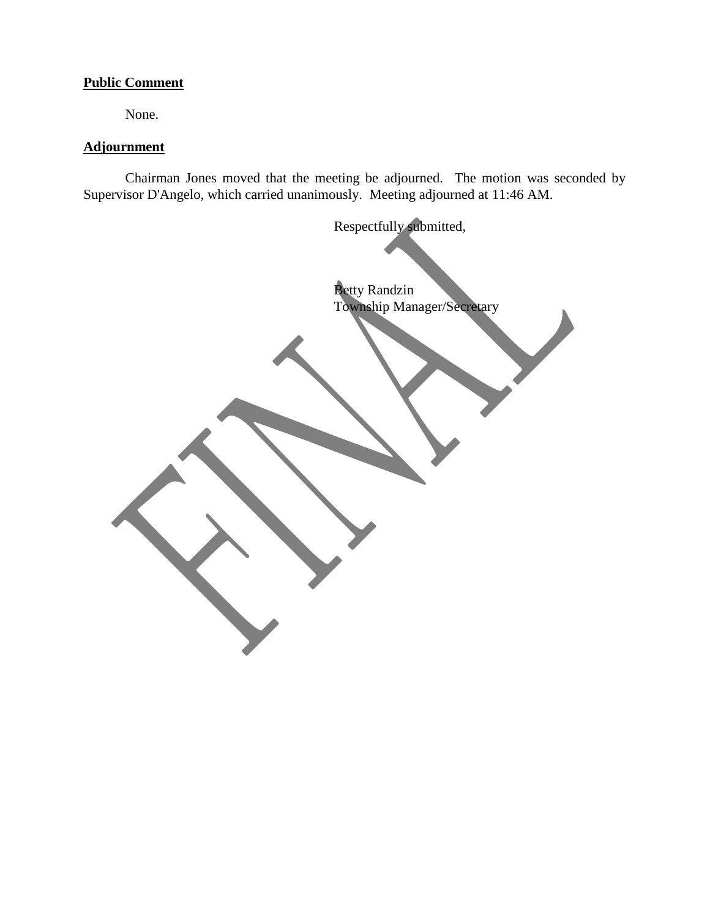**Public Comment**

None.

**Adjournment**

Chairman Jones moved that the meeting be adjourned. The motion was seconded by Supervisor D'Angelo, which carried unanimously. Meeting adjourned at 11:46 AM.

Respectfully submitted,

Betty Randzin
Township Manager/Secretary

FINAL